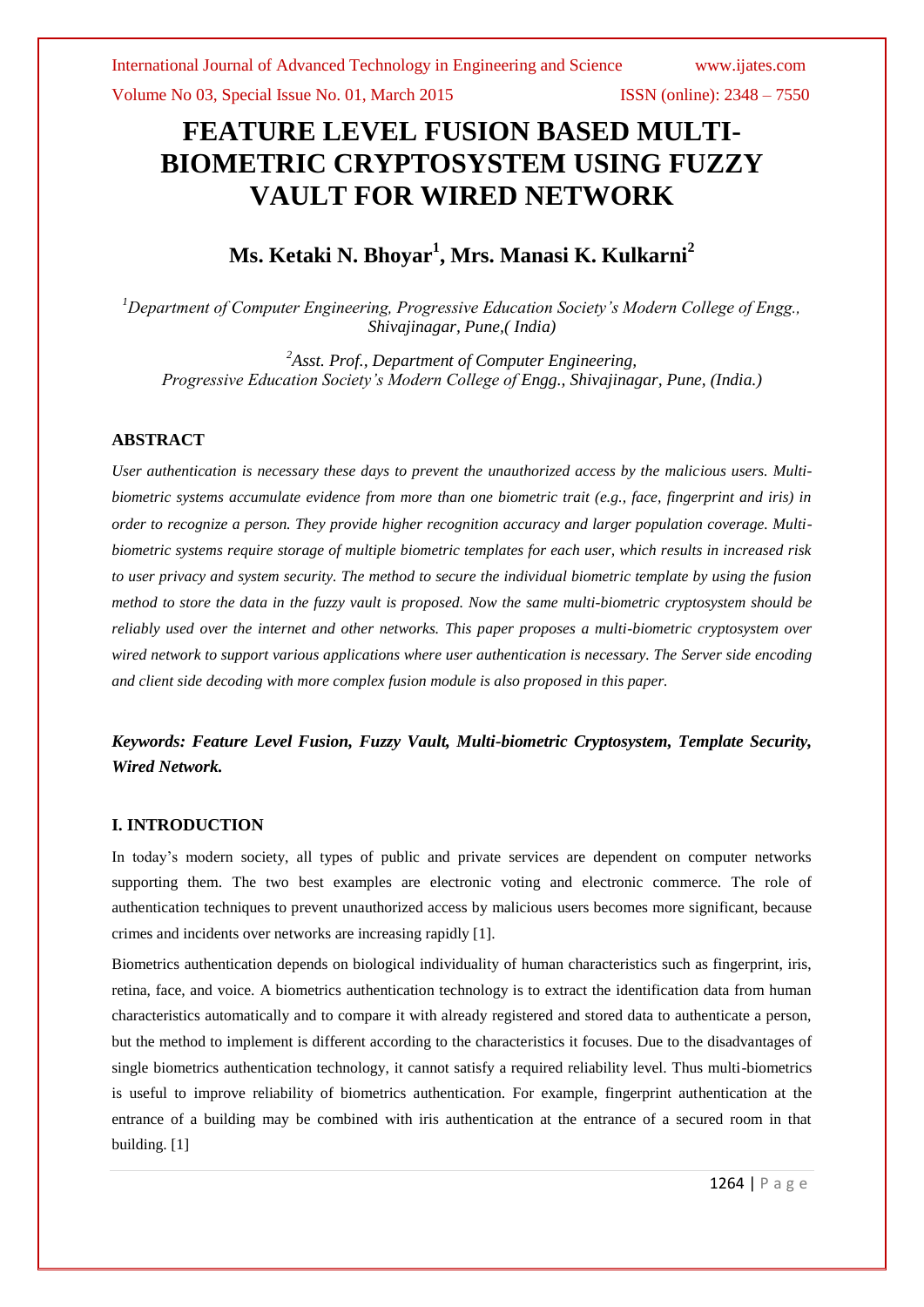# FEATURE LEVEL FUSION BASED MULTI-BIOMETRIC CRYPTOSYSTEM USING FUZZY VAULT FOR WIRED NETWORK

## Ms. Ketaki N. Bhoyar[1], Mrs. Manasi K. Kulkarni[2]

[1]*Department of Computer Engineering, Progressive Education Society's Modern College of Engg., Shivajinagar, Pune,( India)*

[2]*Asst. Prof., Department of Computer Engineering, Progressive Education Society's Modern College of Engg., Shivajinagar, Pune, (India.)*

### ABSTRACT

*User authentication is necessary these days to prevent the unauthorized access by the malicious users. Multi-biometric systems accumulate evidence from more than one biometric trait (e.g., face, fingerprint and iris) in order to recognize a person. They provide higher recognition accuracy and larger population coverage. Multi-biometric systems require storage of multiple biometric templates for each user, which results in increased risk to user privacy and system security. The method to secure the individual biometric template by using the fusion method to store the data in the fuzzy vault is proposed. Now the same multi-biometric cryptosystem should be reliably used over the internet and other networks. This paper proposes a multi-biometric cryptosystem over wired network to support various applications where user authentication is necessary. The Server side encoding and client side decoding with more complex fusion module is also proposed in this paper.*

***Keywords: Feature Level Fusion, Fuzzy Vault, Multi-biometric Cryptosystem, Template Security, Wired Network.***

### I. INTRODUCTION

In today's modern society, all types of public and private services are dependent on computer networks supporting them. The two best examples are electronic voting and electronic commerce. The role of authentication techniques to prevent unauthorized access by malicious users becomes more significant, because crimes and incidents over networks are increasing rapidly [1].

Biometrics authentication depends on biological individuality of human characteristics such as fingerprint, iris, retina, face, and voice. A biometrics authentication technology is to extract the identification data from human characteristics automatically and to compare it with already registered and stored data to authenticate a person, but the method to implement is different according to the characteristics it focuses. Due to the disadvantages of single biometrics authentication technology, it cannot satisfy a required reliability level. Thus multi-biometrics is useful to improve reliability of biometrics authentication. For example, fingerprint authentication at the entrance of a building may be combined with iris authentication at the entrance of a secured room in that building. [1]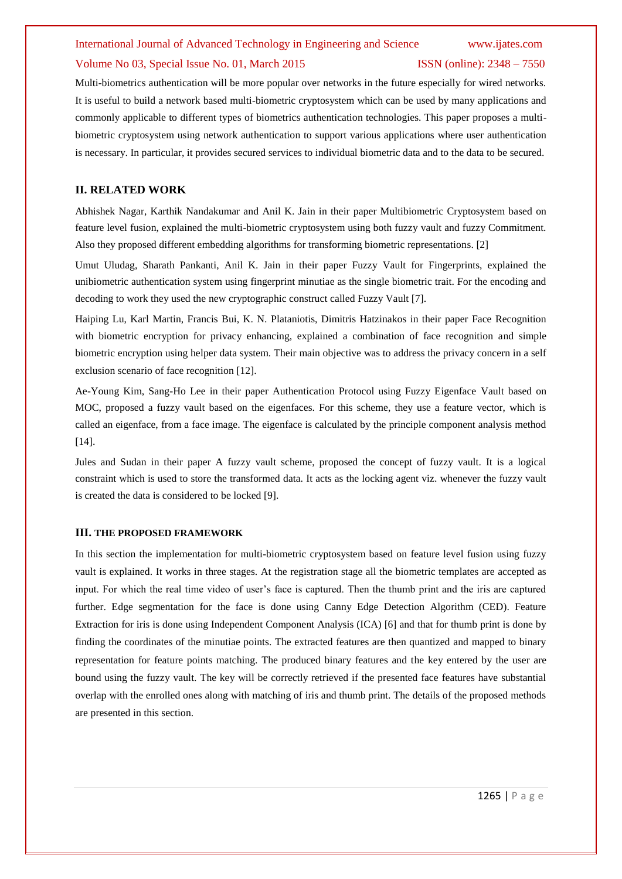Multi-biometrics authentication will be more popular over networks in the future especially for wired networks. It is useful to build a network based multi-biometric cryptosystem which can be used by many applications and commonly applicable to different types of biometrics authentication technologies. This paper proposes a multi-biometric cryptosystem using network authentication to support various applications where user authentication is necessary. In particular, it provides secured services to individual biometric data and to the data to be secured.

## II. RELATED WORK

Abhishek Nagar, Karthik Nandakumar and Anil K. Jain in their paper Multibiometric Cryptosystem based on feature level fusion, explained the multi-biometric cryptosystem using both fuzzy vault and fuzzy Commitment. Also they proposed different embedding algorithms for transforming biometric representations. [2]

Umut Uludag, Sharath Pankanti, Anil K. Jain in their paper Fuzzy Vault for Fingerprints, explained the unibiometric authentication system using fingerprint minutiae as the single biometric trait. For the encoding and decoding to work they used the new cryptographic construct called Fuzzy Vault [7].

Haiping Lu, Karl Martin, Francis Bui, K. N. Plataniotis, Dimitris Hatzinakos in their paper Face Recognition with biometric encryption for privacy enhancing, explained a combination of face recognition and simple biometric encryption using helper data system. Their main objective was to address the privacy concern in a self exclusion scenario of face recognition [12].

Ae-Young Kim, Sang-Ho Lee in their paper Authentication Protocol using Fuzzy Eigenface Vault based on MOC, proposed a fuzzy vault based on the eigenfaces. For this scheme, they use a feature vector, which is called an eigenface, from a face image. The eigenface is calculated by the principle component analysis method [14].

Jules and Sudan in their paper A fuzzy vault scheme, proposed the concept of fuzzy vault. It is a logical constraint which is used to store the transformed data. It acts as the locking agent viz. whenever the fuzzy vault is created the data is considered to be locked [9].

## III. THE PROPOSED FRAMEWORK

In this section the implementation for multi-biometric cryptosystem based on feature level fusion using fuzzy vault is explained. It works in three stages. At the registration stage all the biometric templates are accepted as input. For which the real time video of user's face is captured. Then the thumb print and the iris are captured further. Edge segmentation for the face is done using Canny Edge Detection Algorithm (CED). Feature Extraction for iris is done using Independent Component Analysis (ICA) [6] and that for thumb print is done by finding the coordinates of the minutiae points. The extracted features are then quantized and mapped to binary representation for feature points matching. The produced binary features and the key entered by the user are bound using the fuzzy vault. The key will be correctly retrieved if the presented face features have substantial overlap with the enrolled ones along with matching of iris and thumb print. The details of the proposed methods are presented in this section.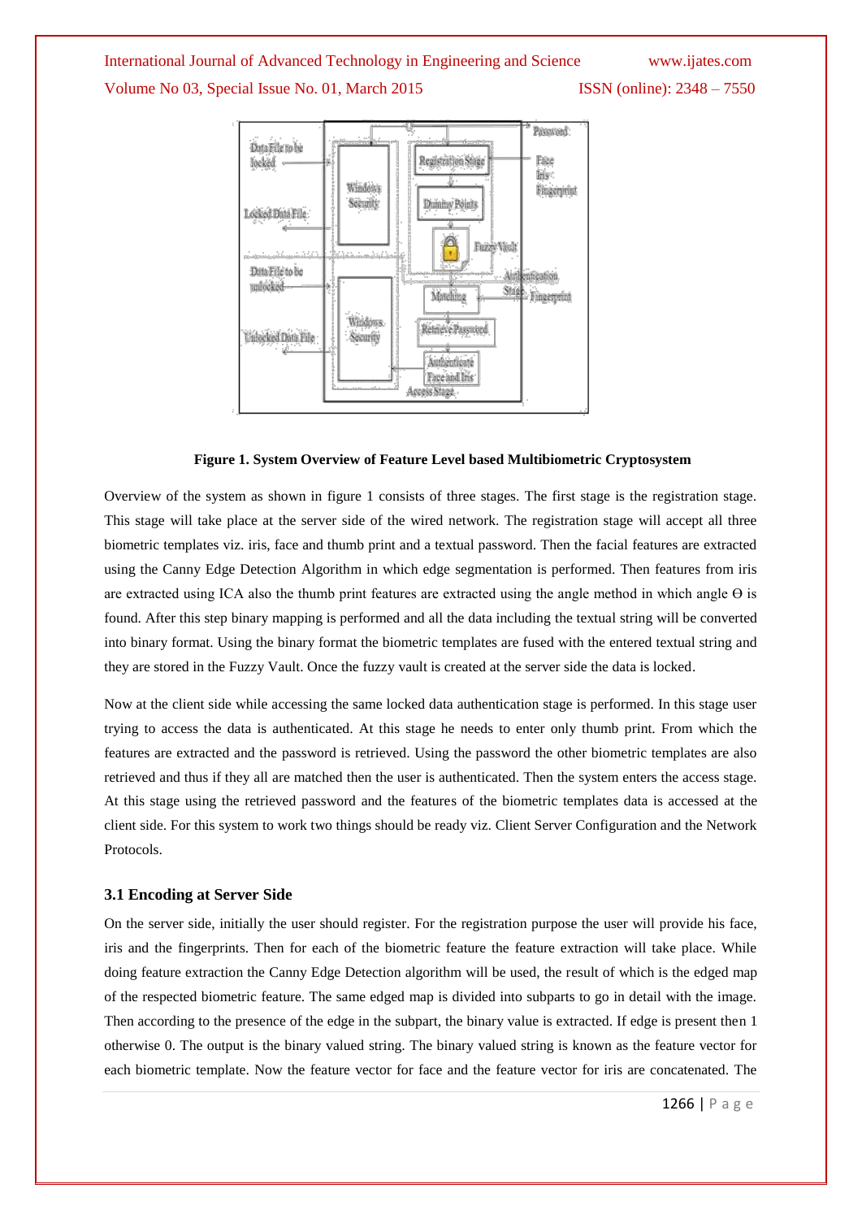**Figure 1. System Overview of Feature Level based Multibiometric Cryptosystem**

Overview of the system as shown in figure 1 consists of three stages. The first stage is the registration stage. This stage will take place at the server side of the wired network. The registration stage will accept all three biometric templates viz. iris, face and thumb print and a textual password. Then the facial features are extracted using the Canny Edge Detection Algorithm in which edge segmentation is performed. Then features from iris are extracted using ICA also the thumb print features are extracted using the angle method in which angle $\Theta$ is found. After this step binary mapping is performed and all the data including the textual string will be converted into binary format. Using the binary format the biometric templates are fused with the entered textual string and they are stored in the Fuzzy Vault. Once the fuzzy vault is created at the server side the data is locked.

Now at the client side while accessing the same locked data authentication stage is performed. In this stage user trying to access the data is authenticated. At this stage he needs to enter only thumb print. From which the features are extracted and the password is retrieved. Using the password the other biometric templates are also retrieved and thus if they all are matched then the user is authenticated. Then the system enters the access stage. At this stage using the retrieved password and the features of the biometric templates data is accessed at the client side. For this system to work two things should be ready viz. Client Server Configuration and the Network Protocols.

### 3.1 Encoding at Server Side

On the server side, initially the user should register. For the registration purpose the user will provide his face, iris and the fingerprints. Then for each of the biometric feature the feature extraction will take place. While doing feature extraction the Canny Edge Detection algorithm will be used, the result of which is the edged map of the respected biometric feature. The same edged map is divided into subparts to go in detail with the image. Then according to the presence of the edge in the subpart, the binary value is extracted. If edge is present then 1 otherwise 0. The output is the binary valued string. The binary valued string is known as the feature vector for each biometric template. Now the feature vector for face and the feature vector for iris are concatenated. The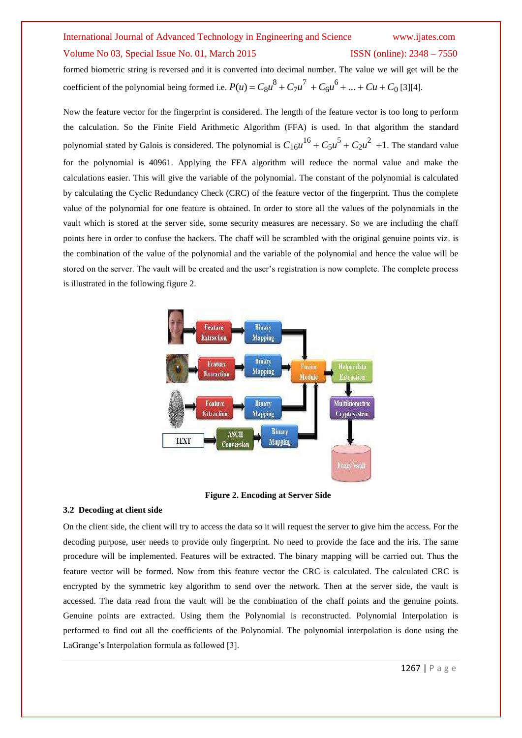formed biometric string is reversed and it is converted into decimal number. The value we will get will be the coefficient of the polynomial being formed i.e. $P(u) = C_8u^8 + C_7u^7 + C_6u^6 + ... + Cu + C_0$ [3][4].

Now the feature vector for the fingerprint is considered. The length of the feature vector is too long to perform the calculation. So the Finite Field Arithmetic Algorithm (FFA) is used. In that algorithm the standard polynomial stated by Galois is considered. The polynomial is $C_{16}u^{16} + C_5u^5 + C_2u^2 + 1$. The standard value for the polynomial is 40961. Applying the FFA algorithm will reduce the normal value and make the calculations easier. This will give the variable of the polynomial. The constant of the polynomial is calculated by calculating the Cyclic Redundancy Check (CRC) of the feature vector of the fingerprint. Thus the complete value of the polynomial for one feature is obtained. In order to store all the values of the polynomials in the vault which is stored at the server side, some security measures are necessary. So we are including the chaff points here in order to confuse the hackers. The chaff will be scrambled with the original genuine points viz. is the combination of the value of the polynomial and the variable of the polynomial and hence the value will be stored on the server. The vault will be created and the user's registration is now complete. The complete process is illustrated in the following figure 2.

**Figure 2. Encoding at Server Side**

### 3.2 Decoding at client side

On the client side, the client will try to access the data so it will request the server to give him the access. For the decoding purpose, user needs to provide only fingerprint. No need to provide the face and the iris. The same procedure will be implemented. Features will be extracted. The binary mapping will be carried out. Thus the feature vector will be formed. Now from this feature vector the CRC is calculated. The calculated CRC is encrypted by the symmetric key algorithm to send over the network. Then at the server side, the vault is accessed. The data read from the vault will be the combination of the chaff points and the genuine points. Genuine points are extracted. Using them the Polynomial is reconstructed. Polynomial Interpolation is performed to find out all the coefficients of the Polynomial. The polynomial interpolation is done using the LaGrange's Interpolation formula as followed [3].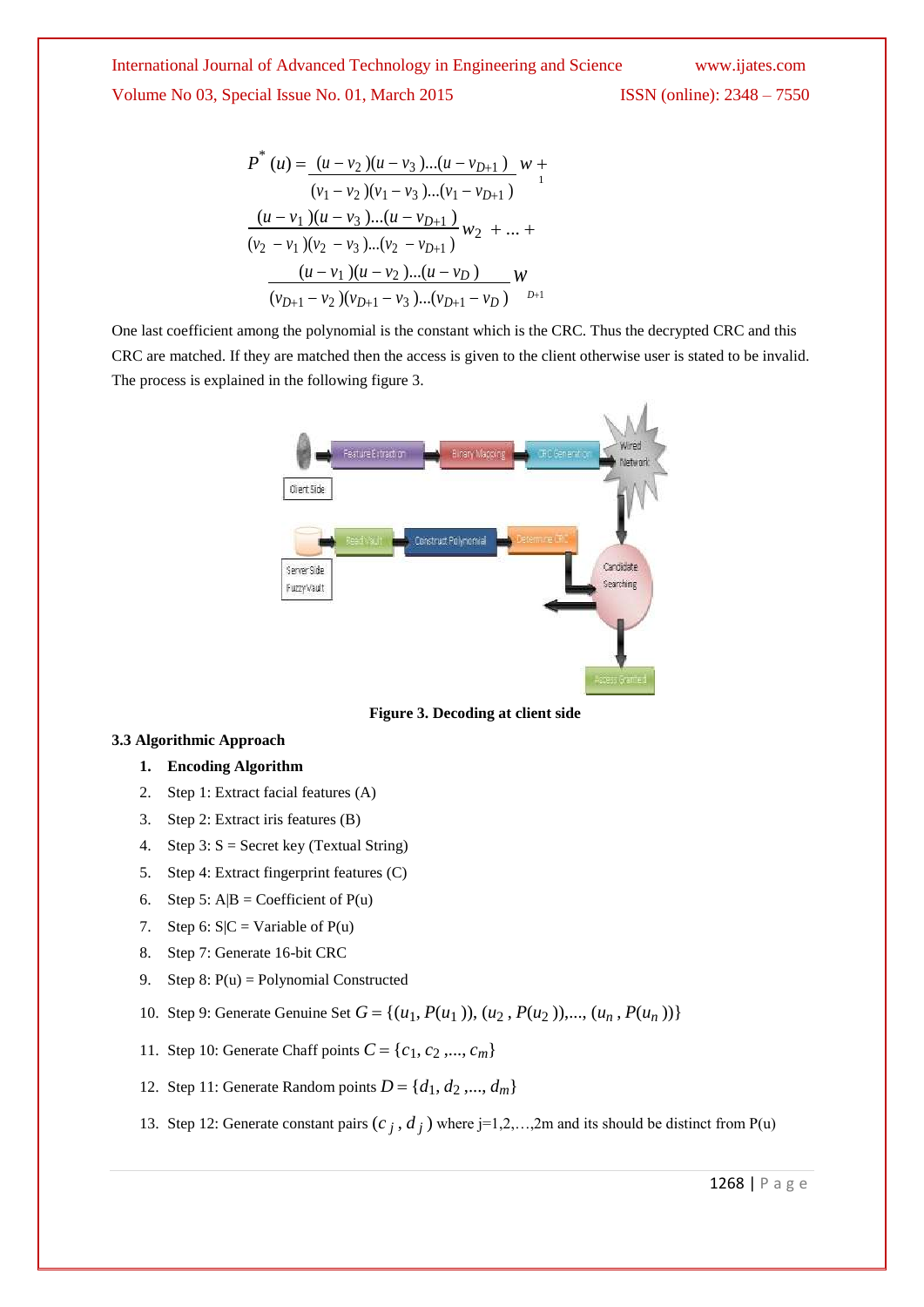$$P^*(u) = \frac{(u - v_2)(u - v_3)...(u - v_{D+1})}{(v_1 - v_2)(v_1 - v_3)...(v_1 - v_{D+1})} w_1 + \frac{(u - v_1)(u - v_3)...(u - v_{D+1})}{(v_2 - v_1)(v_2 - v_3)...(v_2 - v_{D+1})} w_2 + ... + \frac{(u - v_1)(u - v_2)...(u - v_D)}{(v_{D+1} - v_2)(v_{D+1} - v_3)...(v_{D+1} - v_D)} w_{D+1}$$

One last coefficient among the polynomial is the constant which is the CRC. Thus the decrypted CRC and this CRC are matched. If they are matched then the access is given to the client otherwise user is stated to be invalid. The process is explained in the following figure 3.

**Figure 3. Decoding at client side**

### 3.3 Algorithmic Approach

1. **Encoding Algorithm**
2. Step 1: Extract facial features (A)
3. Step 2: Extract iris features (B)
4. Step 3: S = Secret key (Textual String)
5. Step 4: Extract fingerprint features (C)
6. Step 5: A|B = Coefficient of P(u)
7. Step 6: S|C = Variable of P(u)
8. Step 7: Generate 16-bit CRC
9. Step 8: P(u) = Polynomial Constructed
10. Step 9: Generate Genuine Set $G = \{(u_1, P(u_1)), (u_2, P(u_2)),..., (u_n, P(u_n))\}$
11. Step 10: Generate Chaff points $C = \{c_1, c_2,..., c_m\}$
12. Step 11: Generate Random points $D = \{d_1, d_2,..., d_m\}$
13. Step 12: Generate constant pairs $(c_j, d_j)$ where j=1,2,…,2m and its should be distinct from P(u)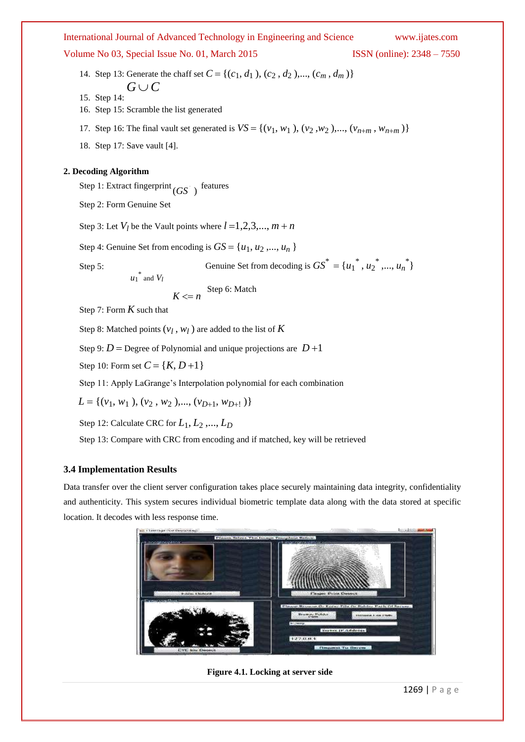14. Step 13: Generate the chaff set $C = \{(c_1, d_1), (c_2, d_2), ..., (c_m, d_m)\}$

$G \cup C$

15. Step 14:
16. Step 15: Scramble the list generated
17. Step 16: The final vault set generated is $VS = \{(v_1, w_1), (v_2, w_2), ..., (v_{n+m}, w_{n+m})\}$
18. Step 17: Save vault [4].

**2. Decoding Algorithm**

Step 1: Extract fingerprint $(GS^{'})$ features

Step 2: Form Genuine Set

Step 3: Let $V_l$ be the Vault points where $l = 1,2,3,..., m+n$

Step 4: Genuine Set from encoding is $GS = \{u_1, u_2, ..., u_n\}$

Step 5: Genuine Set from decoding is $GS^* = \{u_1^*, u_2^*, ..., u_n^*\}$

Step 6: Match $u_1^*$ and $V_l$

Step 7: Form $K$ such that $K <= n$

Step 8: Matched points $(v_l, w_l)$ are added to the list of $K$

Step 9: $D =$ Degree of Polynomial and unique projections are $D+1$

Step 10: Form set $C = \{K, D+1\}$

Step 11: Apply LaGrange's Interpolation polynomial for each combination

$L = \{(v_1, w_1), (v_2, w_2), ..., (v_{D+1}, w_{D+!})\}$

Step 12: Calculate CRC for $L_1, L_2, ..., L_D$

Step 13: Compare with CRC from encoding and if matched, key will be retrieved

### 3.4 Implementation Results

Data transfer over the client server configuration takes place securely maintaining data integrity, confidentiality and authenticity. This system secures individual biometric template data along with the data stored at specific location. It decodes with less response time.

**Figure 4.1. Locking at server side**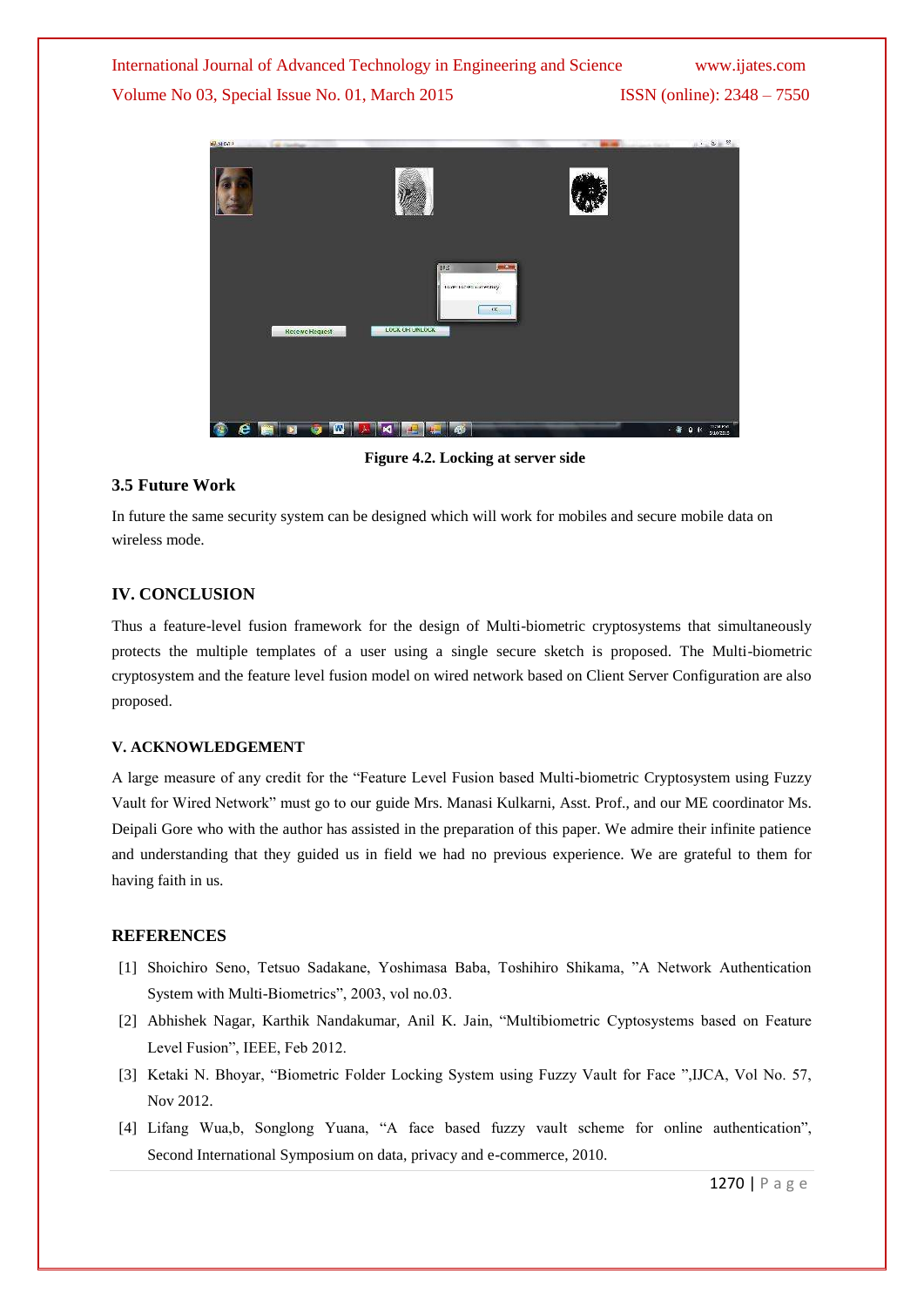Figure 4.2. Locking at server side

### 3.5 Future Work

In future the same security system can be designed which will work for mobiles and secure mobile data on wireless mode.

## IV. CONCLUSION

Thus a feature-level fusion framework for the design of Multi-biometric cryptosystems that simultaneously protects the multiple templates of a user using a single secure sketch is proposed. The Multi-biometric cryptosystem and the feature level fusion model on wired network based on Client Server Configuration are also proposed.

## V. ACKNOWLEDGEMENT

A large measure of any credit for the "Feature Level Fusion based Multi-biometric Cryptosystem using Fuzzy Vault for Wired Network" must go to our guide Mrs. Manasi Kulkarni, Asst. Prof., and our ME coordinator Ms. Deipali Gore who with the author has assisted in the preparation of this paper. We admire their infinite patience and understanding that they guided us in field we had no previous experience. We are grateful to them for having faith in us.

## REFERENCES

[1] Shoichiro Seno, Tetsuo Sadakane, Yoshimasa Baba, Toshihiro Shikama, "A Network Authentication System with Multi-Biometrics", 2003, vol no.03.

[2] Abhishek Nagar, Karthik Nandakumar, Anil K. Jain, "Multibiometric Cyptosystems based on Feature Level Fusion", IEEE, Feb 2012.

[3] Ketaki N. Bhoyar, "Biometric Folder Locking System using Fuzzy Vault for Face ",IJCA, Vol No. 57, Nov 2012.

[4] Lifang Wua,b, Songlong Yuana, "A face based fuzzy vault scheme for online authentication", Second International Symposium on data, privacy and e-commerce, 2010.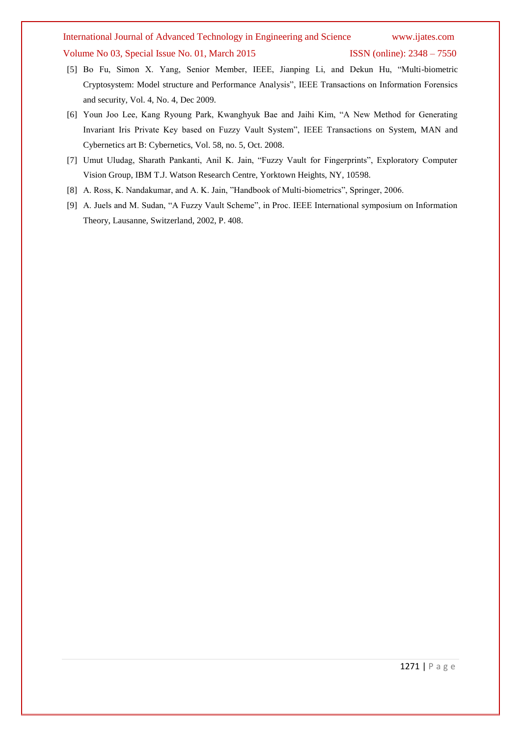[5] Bo Fu, Simon X. Yang, Senior Member, IEEE, Jianping Li, and Dekun Hu, "Multi-biometric Cryptosystem: Model structure and Performance Analysis", IEEE Transactions on Information Forensics and security, Vol. 4, No. 4, Dec 2009.

[6] Youn Joo Lee, Kang Ryoung Park, Kwanghyuk Bae and Jaihi Kim, "A New Method for Generating Invariant Iris Private Key based on Fuzzy Vault System", IEEE Transactions on System, MAN and Cybernetics art B: Cybernetics, Vol. 58, no. 5, Oct. 2008.

[7] Umut Uludag, Sharath Pankanti, Anil K. Jain, "Fuzzy Vault for Fingerprints", Exploratory Computer Vision Group, IBM T.J. Watson Research Centre, Yorktown Heights, NY, 10598.

[8] A. Ross, K. Nandakumar, and A. K. Jain, "Handbook of Multi-biometrics", Springer, 2006.

[9] A. Juels and M. Sudan, "A Fuzzy Vault Scheme", in Proc. IEEE International symposium on Information Theory, Lausanne, Switzerland, 2002, P. 408.